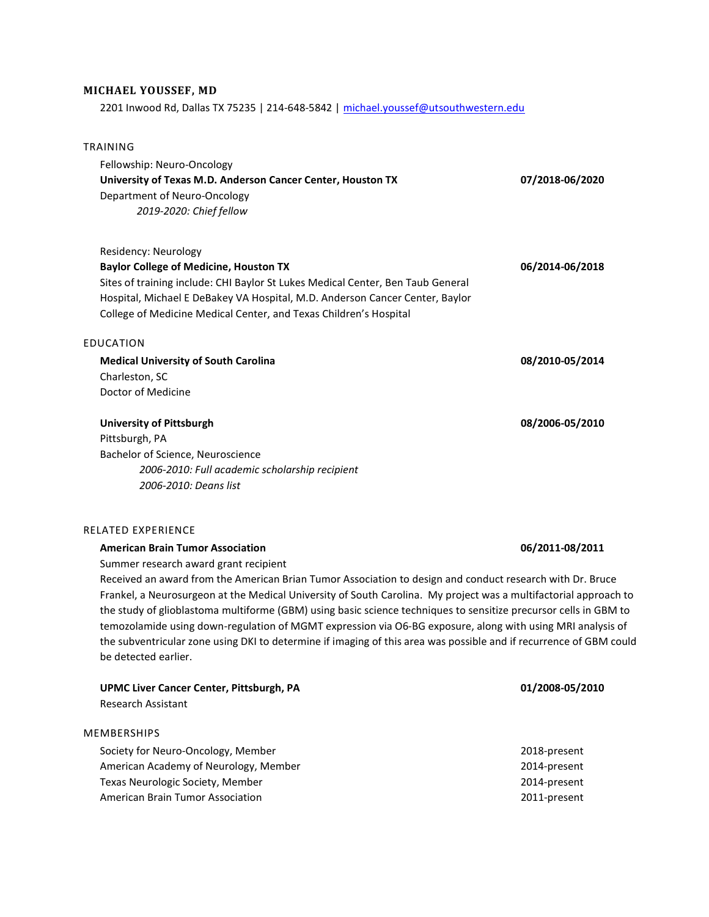# MICHAEL YOUSSEF, MD

2201 Inwood Rd, Dallas TX 75235 | 214-648-5842 | michael.youssef@utsouthwestern.edu

## TRAINING

Fellowship: Neuro-Oncology
**University of Texas M.D. Anderson Cancer Center, Houston TX** **07/2018-06/2020**
Department of Neuro-Oncology
*2019-2020: Chief fellow*

Residency: Neurology
**Baylor College of Medicine, Houston TX** **06/2014-06/2018**
Sites of training include: CHI Baylor St Lukes Medical Center, Ben Taub General Hospital, Michael E DeBakey VA Hospital, M.D. Anderson Cancer Center, Baylor College of Medicine Medical Center, and Texas Children's Hospital

## EDUCATION

**Medical University of South Carolina** **08/2010-05/2014**
Charleston, SC
Doctor of Medicine

**University of Pittsburgh** **08/2006-05/2010**
Pittsburgh, PA
Bachelor of Science, Neuroscience
*2006-2010: Full academic scholarship recipient*
*2006-2010: Deans list*

## RELATED EXPERIENCE

**American Brain Tumor Association** **06/2011-08/2011**
Summer research award grant recipient
Received an award from the American Brian Tumor Association to design and conduct research with Dr. Bruce Frankel, a Neurosurgeon at the Medical University of South Carolina. My project was a multifactorial approach to the study of glioblastoma multiforme (GBM) using basic science techniques to sensitize precursor cells in GBM to temozolamide using down-regulation of MGMT expression via O6-BG exposure, along with using MRI analysis of the subventricular zone using DKI to determine if imaging of this area was possible and if recurrence of GBM could be detected earlier.

**UPMC Liver Cancer Center, Pittsburgh, PA** **01/2008-05/2010**
Research Assistant

## MEMBERSHIPS

| | |
|---|---|
| Society for Neuro-Oncology, Member | 2018-present |
| American Academy of Neurology, Member | 2014-present |
| Texas Neurologic Society, Member | 2014-present |
| American Brain Tumor Association | 2011-present |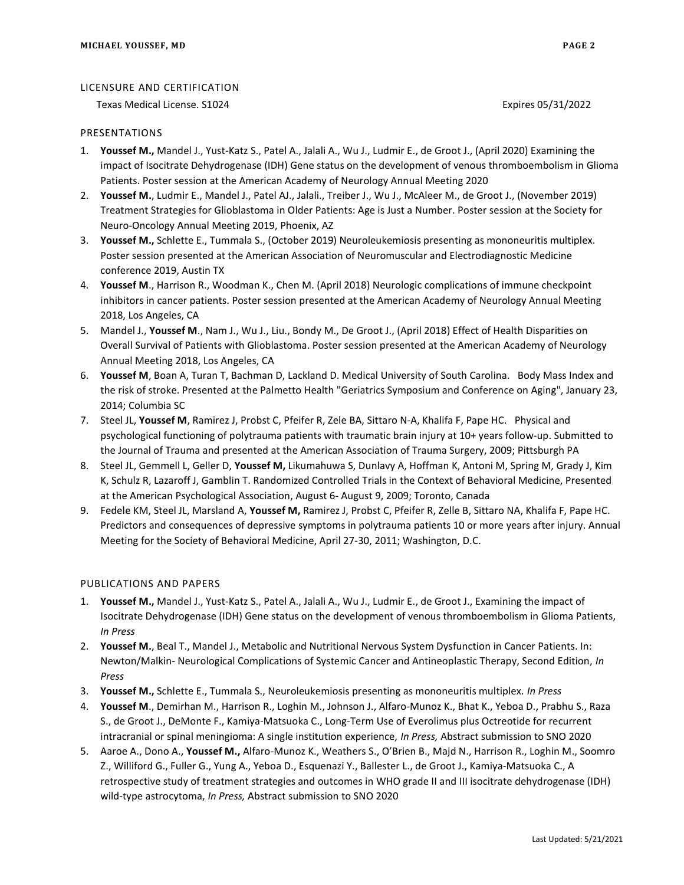## LICENSURE AND CERTIFICATION

Texas Medical License. S1024 Expires 05/31/2022

## PRESENTATIONS

1. **Youssef M.,** Mandel J., Yust-Katz S., Patel A., Jalali A., Wu J., Ludmir E., de Groot J., (April 2020) Examining the impact of Isocitrate Dehydrogenase (IDH) Gene status on the development of venous thromboembolism in Glioma Patients. Poster session at the American Academy of Neurology Annual Meeting 2020
2. **Youssef M.**, Ludmir E., Mandel J., Patel AJ., Jalali., Treiber J., Wu J., McAleer M., de Groot J., (November 2019) Treatment Strategies for Glioblastoma in Older Patients: Age is Just a Number. Poster session at the Society for Neuro-Oncology Annual Meeting 2019, Phoenix, AZ
3. **Youssef M.,** Schlette E., Tummala S., (October 2019) Neuroleukemiosis presenting as mononeuritis multiplex. Poster session presented at the American Association of Neuromuscular and Electrodiagnostic Medicine conference 2019, Austin TX
4. **Youssef M**., Harrison R., Woodman K., Chen M. (April 2018) Neurologic complications of immune checkpoint inhibitors in cancer patients. Poster session presented at the American Academy of Neurology Annual Meeting 2018, Los Angeles, CA
5. Mandel J., **Youssef M**., Nam J., Wu J., Liu., Bondy M., De Groot J., (April 2018) Effect of Health Disparities on Overall Survival of Patients with Glioblastoma. Poster session presented at the American Academy of Neurology Annual Meeting 2018, Los Angeles, CA
6. **Youssef M**, Boan A, Turan T, Bachman D, Lackland D. Medical University of South Carolina. Body Mass Index and the risk of stroke. Presented at the Palmetto Health "Geriatrics Symposium and Conference on Aging", January 23, 2014; Columbia SC
7. Steel JL, **Youssef M**, Ramirez J, Probst C, Pfeifer R, Zele BA, Sittaro N-A, Khalifa F, Pape HC. Physical and psychological functioning of polytrauma patients with traumatic brain injury at 10+ years follow-up. Submitted to the Journal of Trauma and presented at the American Association of Trauma Surgery, 2009; Pittsburgh PA
8. Steel JL, Gemmell L, Geller D, **Youssef M,** Likumahuwa S, Dunlavy A, Hoffman K, Antoni M, Spring M, Grady J, Kim K, Schulz R, Lazaroff J, Gamblin T. Randomized Controlled Trials in the Context of Behavioral Medicine, Presented at the American Psychological Association, August 6- August 9, 2009; Toronto, Canada
9. Fedele KM, Steel JL, Marsland A, **Youssef M,** Ramirez J, Probst C, Pfeifer R, Zelle B, Sittaro NA, Khalifa F, Pape HC. Predictors and consequences of depressive symptoms in polytrauma patients 10 or more years after injury. Annual Meeting for the Society of Behavioral Medicine, April 27-30, 2011; Washington, D.C.

## PUBLICATIONS AND PAPERS

1. **Youssef M.,** Mandel J., Yust-Katz S., Patel A., Jalali A., Wu J., Ludmir E., de Groot J., Examining the impact of Isocitrate Dehydrogenase (IDH) Gene status on the development of venous thromboembolism in Glioma Patients, *In Press*
2. **Youssef M.**, Beal T., Mandel J., Metabolic and Nutritional Nervous System Dysfunction in Cancer Patients. In: Newton/Malkin- Neurological Complications of Systemic Cancer and Antineoplastic Therapy, Second Edition, *In Press*
3. **Youssef M.,** Schlette E., Tummala S., Neuroleukemiosis presenting as mononeuritis multiplex. *In Press*
4. **Youssef M**., Demirhan M., Harrison R., Loghin M., Johnson J., Alfaro-Munoz K., Bhat K., Yeboa D., Prabhu S., Raza S., de Groot J., DeMonte F., Kamiya-Matsuoka C., Long-Term Use of Everolimus plus Octreotide for recurrent intracranial or spinal meningioma: A single institution experience, *In Press,* Abstract submission to SNO 2020
5. Aaroe A., Dono A., **Youssef M.,** Alfaro-Munoz K., Weathers S., O'Brien B., Majd N., Harrison R., Loghin M., Soomro Z., Williford G., Fuller G., Yung A., Yeboa D., Esquenazi Y., Ballester L., de Groot J., Kamiya-Matsuoka C., A retrospective study of treatment strategies and outcomes in WHO grade II and III isocitrate dehydrogenase (IDH) wild-type astrocytoma, *In Press,* Abstract submission to SNO 2020

Last Updated: 5/21/2021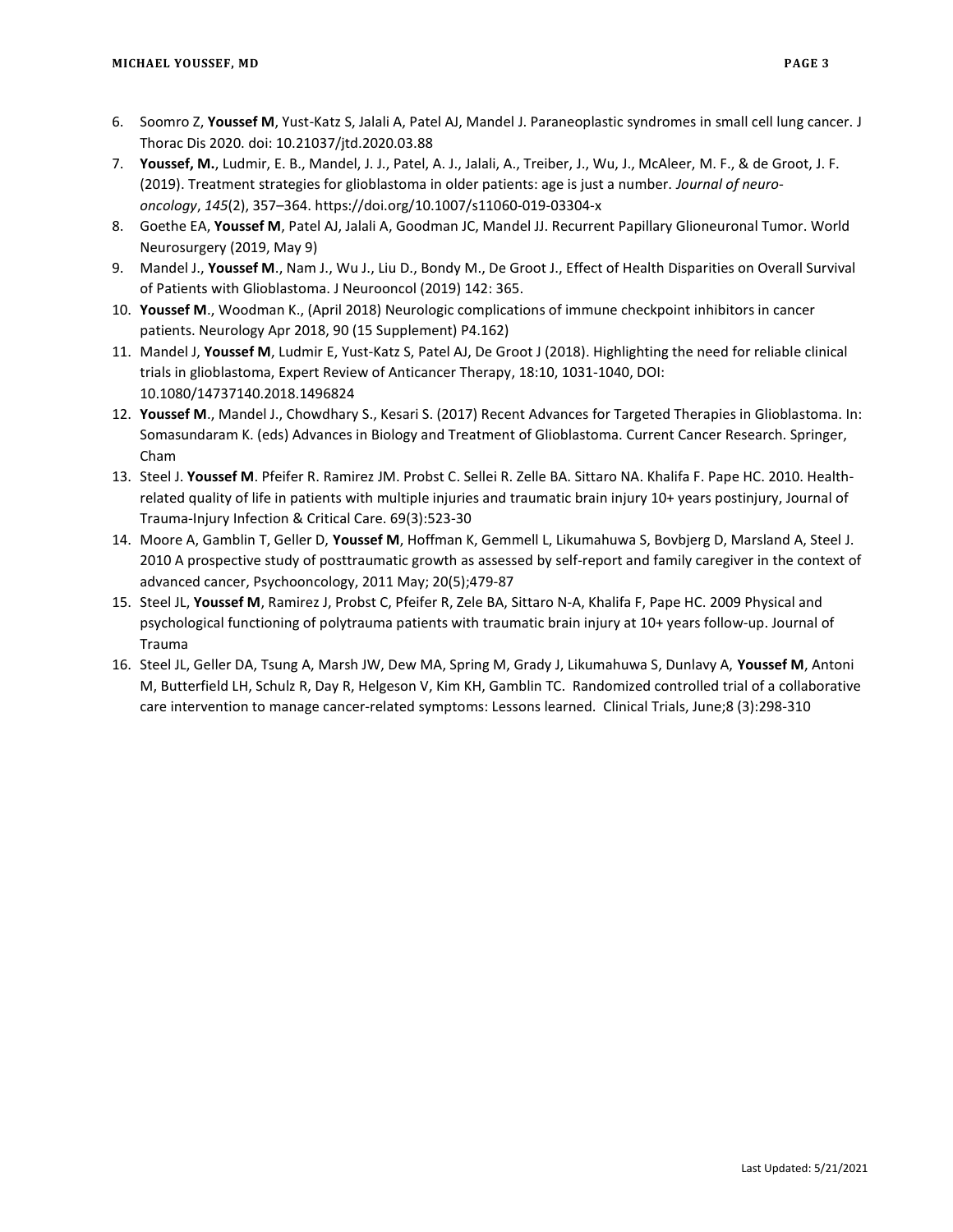6. Soomro Z, **Youssef M**, Yust-Katz S, Jalali A, Patel AJ, Mandel J. Paraneoplastic syndromes in small cell lung cancer. J Thorac Dis 2020. doi: 10.21037/jtd.2020.03.88
7. **Youssef, M.**, Ludmir, E. B., Mandel, J. J., Patel, A. J., Jalali, A., Treiber, J., Wu, J., McAleer, M. F., & de Groot, J. F. (2019). Treatment strategies for glioblastoma in older patients: age is just a number. *Journal of neuro-oncology*, *145*(2), 357–364. https://doi.org/10.1007/s11060-019-03304-x
8. Goethe EA, **Youssef M**, Patel AJ, Jalali A, Goodman JC, Mandel JJ. Recurrent Papillary Glioneuronal Tumor. World Neurosurgery (2019, May 9)
9. Mandel J., **Youssef M**., Nam J., Wu J., Liu D., Bondy M., De Groot J., Effect of Health Disparities on Overall Survival of Patients with Glioblastoma. J Neurooncol (2019) 142: 365.
10. **Youssef M**., Woodman K., (April 2018) Neurologic complications of immune checkpoint inhibitors in cancer patients. Neurology Apr 2018, 90 (15 Supplement) P4.162)
11. Mandel J, **Youssef M**, Ludmir E, Yust-Katz S, Patel AJ, De Groot J (2018). Highlighting the need for reliable clinical trials in glioblastoma, Expert Review of Anticancer Therapy, 18:10, 1031-1040, DOI: 10.1080/14737140.2018.1496824
12. **Youssef M**., Mandel J., Chowdhary S., Kesari S. (2017) Recent Advances for Targeted Therapies in Glioblastoma. In: Somasundaram K. (eds) Advances in Biology and Treatment of Glioblastoma. Current Cancer Research. Springer, Cham
13. Steel J. **Youssef M**. Pfeifer R. Ramirez JM. Probst C. Sellei R. Zelle BA. Sittaro NA. Khalifa F. Pape HC. 2010. Health-related quality of life in patients with multiple injuries and traumatic brain injury 10+ years postinjury, Journal of Trauma-Injury Infection & Critical Care. 69(3):523-30
14. Moore A, Gamblin T, Geller D, **Youssef M**, Hoffman K, Gemmell L, Likumahuwa S, Bovbjerg D, Marsland A, Steel J. 2010 A prospective study of posttraumatic growth as assessed by self-report and family caregiver in the context of advanced cancer, Psychooncology, 2011 May; 20(5);479-87
15. Steel JL, **Youssef M**, Ramirez J, Probst C, Pfeifer R, Zele BA, Sittaro N-A, Khalifa F, Pape HC. 2009 Physical and psychological functioning of polytrauma patients with traumatic brain injury at 10+ years follow-up. Journal of Trauma
16. Steel JL, Geller DA, Tsung A, Marsh JW, Dew MA, Spring M, Grady J, Likumahuwa S, Dunlavy A, **Youssef M**, Antoni M, Butterfield LH, Schulz R, Day R, Helgeson V, Kim KH, Gamblin TC. Randomized controlled trial of a collaborative care intervention to manage cancer-related symptoms: Lessons learned. Clinical Trials, June;8 (3):298-310